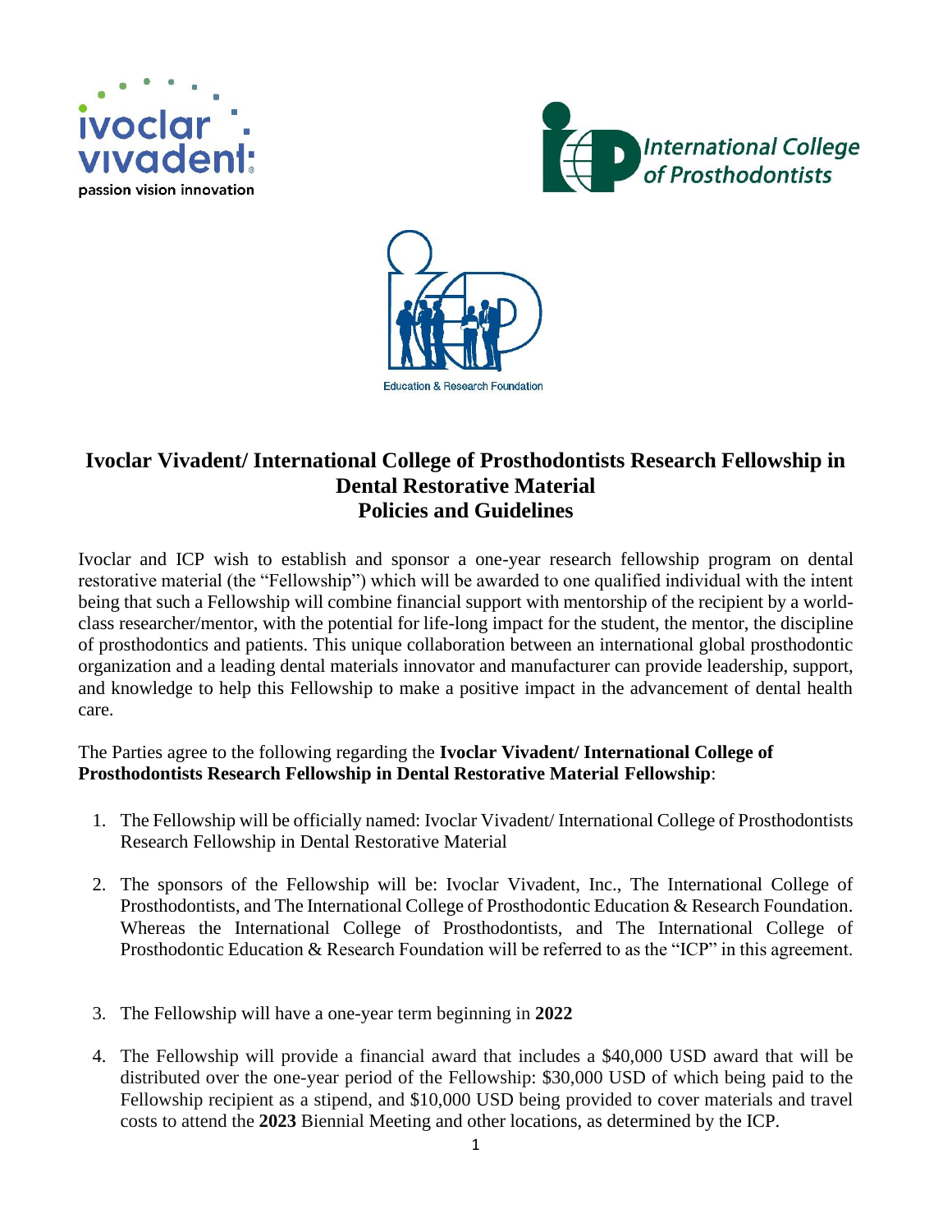# Ivoclar Vivadent/ International College of Prosthodontists Research Fellowship in Dental Restorative Material
## Policies and Guidelines

Ivoclar and ICP wish to establish and sponsor a one-year research fellowship program on dental restorative material (the "Fellowship") which will be awarded to one qualified individual with the intent being that such a Fellowship will combine financial support with mentorship of the recipient by a world-class researcher/mentor, with the potential for life-long impact for the student, the mentor, the discipline of prosthodontics and patients. This unique collaboration between an international global prosthodontic organization and a leading dental materials innovator and manufacturer can provide leadership, support, and knowledge to help this Fellowship to make a positive impact in the advancement of dental health care.

The Parties agree to the following regarding the **Ivoclar Vivadent/ International College of Prosthodontists Research Fellowship in Dental Restorative Material Fellowship**:

1. The Fellowship will be officially named: Ivoclar Vivadent/ International College of Prosthodontists Research Fellowship in Dental Restorative Material

2. The sponsors of the Fellowship will be: Ivoclar Vivadent, Inc., The International College of Prosthodontists, and The International College of Prosthodontic Education & Research Foundation. Whereas the International College of Prosthodontists, and The International College of Prosthodontic Education & Research Foundation will be referred to as the "ICP" in this agreement.

3. The Fellowship will have a one-year term beginning in **2022**

4. The Fellowship will provide a financial award that includes a $40,000 USD award that will be distributed over the one-year period of the Fellowship: $30,000 USD of which being paid to the Fellowship recipient as a stipend, and $10,000 USD being provided to cover materials and travel costs to attend the **2023** Biennial Meeting and other locations, as determined by the ICP.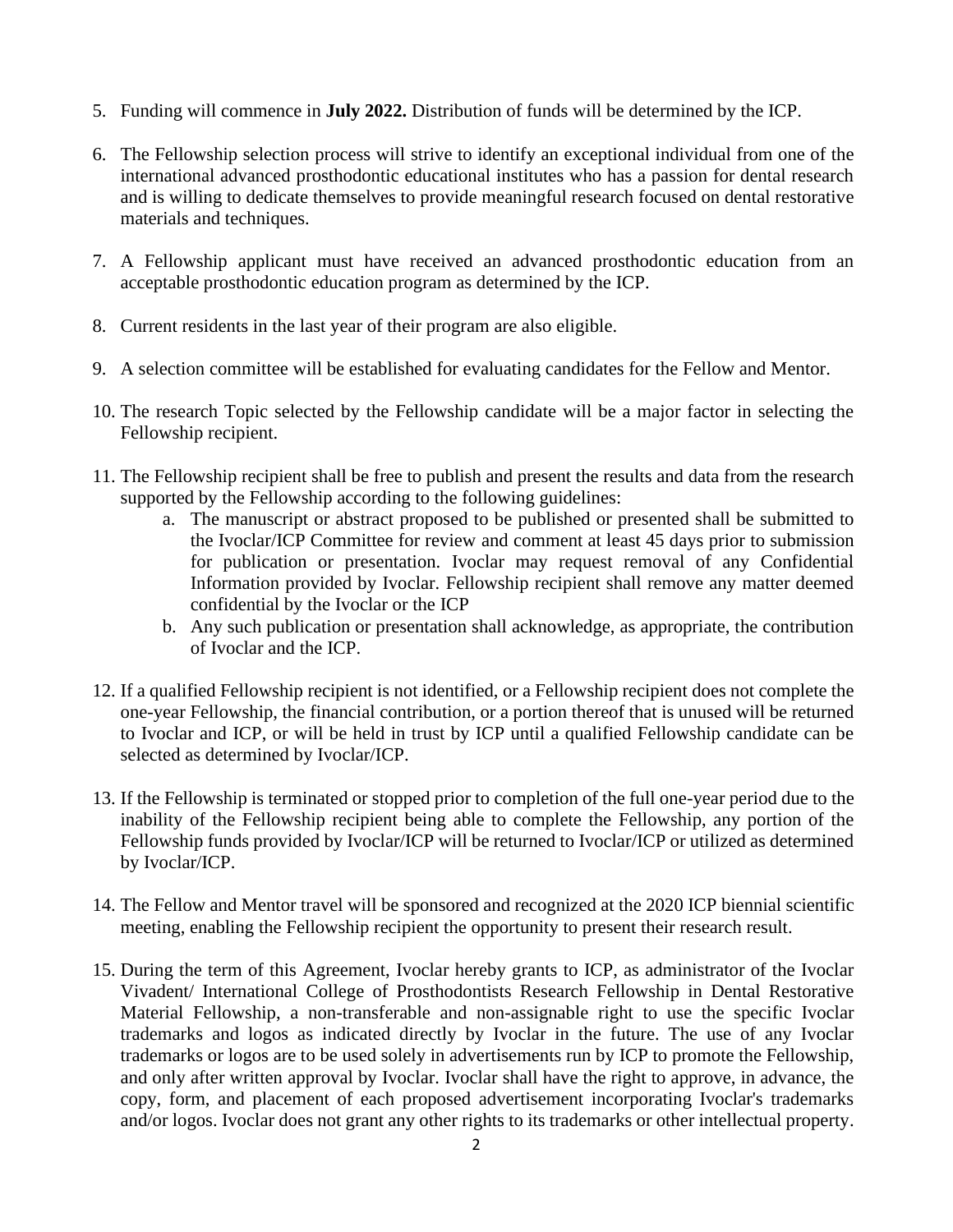5. Funding will commence in **July 2022.** Distribution of funds will be determined by the ICP.

6. The Fellowship selection process will strive to identify an exceptional individual from one of the international advanced prosthodontic educational institutes who has a passion for dental research and is willing to dedicate themselves to provide meaningful research focused on dental restorative materials and techniques.

7. A Fellowship applicant must have received an advanced prosthodontic education from an acceptable prosthodontic education program as determined by the ICP.

8. Current residents in the last year of their program are also eligible.

9. A selection committee will be established for evaluating candidates for the Fellow and Mentor.

10. The research Topic selected by the Fellowship candidate will be a major factor in selecting the Fellowship recipient.

11. The Fellowship recipient shall be free to publish and present the results and data from the research supported by the Fellowship according to the following guidelines:
    a. The manuscript or abstract proposed to be published or presented shall be submitted to the Ivoclar/ICP Committee for review and comment at least 45 days prior to submission for publication or presentation. Ivoclar may request removal of any Confidential Information provided by Ivoclar. Fellowship recipient shall remove any matter deemed confidential by the Ivoclar or the ICP
    b. Any such publication or presentation shall acknowledge, as appropriate, the contribution of Ivoclar and the ICP.

12. If a qualified Fellowship recipient is not identified, or a Fellowship recipient does not complete the one-year Fellowship, the financial contribution, or a portion thereof that is unused will be returned to Ivoclar and ICP, or will be held in trust by ICP until a qualified Fellowship candidate can be selected as determined by Ivoclar/ICP.

13. If the Fellowship is terminated or stopped prior to completion of the full one-year period due to the inability of the Fellowship recipient being able to complete the Fellowship, any portion of the Fellowship funds provided by Ivoclar/ICP will be returned to Ivoclar/ICP or utilized as determined by Ivoclar/ICP.

14. The Fellow and Mentor travel will be sponsored and recognized at the 2020 ICP biennial scientific meeting, enabling the Fellowship recipient the opportunity to present their research result.

15. During the term of this Agreement, Ivoclar hereby grants to ICP, as administrator of the Ivoclar Vivadent/ International College of Prosthodontists Research Fellowship in Dental Restorative Material Fellowship, a non-transferable and non-assignable right to use the specific Ivoclar trademarks and logos as indicated directly by Ivoclar in the future. The use of any Ivoclar trademarks or logos are to be used solely in advertisements run by ICP to promote the Fellowship, and only after written approval by Ivoclar. Ivoclar shall have the right to approve, in advance, the copy, form, and placement of each proposed advertisement incorporating Ivoclar's trademarks and/or logos. Ivoclar does not grant any other rights to its trademarks or other intellectual property.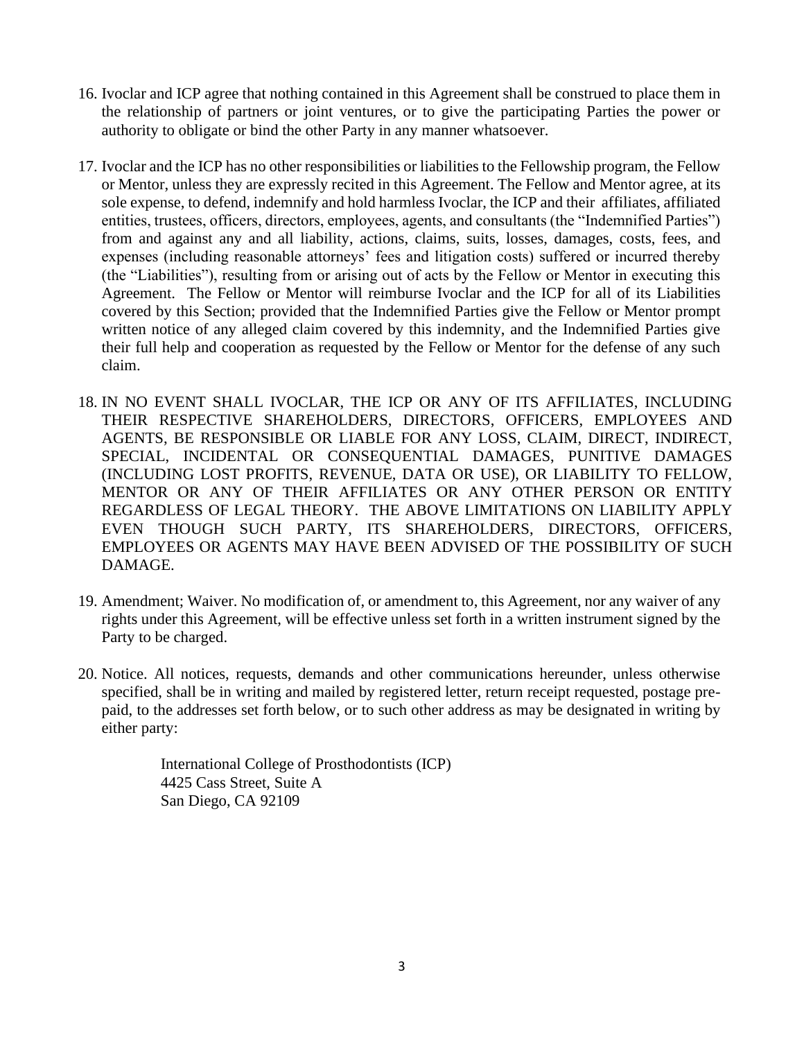16. Ivoclar and ICP agree that nothing contained in this Agreement shall be construed to place them in the relationship of partners or joint ventures, or to give the participating Parties the power or authority to obligate or bind the other Party in any manner whatsoever.

17. Ivoclar and the ICP has no other responsibilities or liabilities to the Fellowship program, the Fellow or Mentor, unless they are expressly recited in this Agreement. The Fellow and Mentor agree, at its sole expense, to defend, indemnify and hold harmless Ivoclar, the ICP and their affiliates, affiliated entities, trustees, officers, directors, employees, agents, and consultants (the "Indemnified Parties") from and against any and all liability, actions, claims, suits, losses, damages, costs, fees, and expenses (including reasonable attorneys' fees and litigation costs) suffered or incurred thereby (the "Liabilities"), resulting from or arising out of acts by the Fellow or Mentor in executing this Agreement. The Fellow or Mentor will reimburse Ivoclar and the ICP for all of its Liabilities covered by this Section; provided that the Indemnified Parties give the Fellow or Mentor prompt written notice of any alleged claim covered by this indemnity, and the Indemnified Parties give their full help and cooperation as requested by the Fellow or Mentor for the defense of any such claim.

18. IN NO EVENT SHALL IVOCLAR, THE ICP OR ANY OF ITS AFFILIATES, INCLUDING THEIR RESPECTIVE SHAREHOLDERS, DIRECTORS, OFFICERS, EMPLOYEES AND AGENTS, BE RESPONSIBLE OR LIABLE FOR ANY LOSS, CLAIM, DIRECT, INDIRECT, SPECIAL, INCIDENTAL OR CONSEQUENTIAL DAMAGES, PUNITIVE DAMAGES (INCLUDING LOST PROFITS, REVENUE, DATA OR USE), OR LIABILITY TO FELLOW, MENTOR OR ANY OF THEIR AFFILIATES OR ANY OTHER PERSON OR ENTITY REGARDLESS OF LEGAL THEORY. THE ABOVE LIMITATIONS ON LIABILITY APPLY EVEN THOUGH SUCH PARTY, ITS SHAREHOLDERS, DIRECTORS, OFFICERS, EMPLOYEES OR AGENTS MAY HAVE BEEN ADVISED OF THE POSSIBILITY OF SUCH DAMAGE.

19. Amendment; Waiver. No modification of, or amendment to, this Agreement, nor any waiver of any rights under this Agreement, will be effective unless set forth in a written instrument signed by the Party to be charged.

20. Notice. All notices, requests, demands and other communications hereunder, unless otherwise specified, shall be in writing and mailed by registered letter, return receipt requested, postage pre-paid, to the addresses set forth below, or to such other address as may be designated in writing by either party:

    International College of Prosthodontists (ICP)
    4425 Cass Street, Suite A
    San Diego, CA 92109